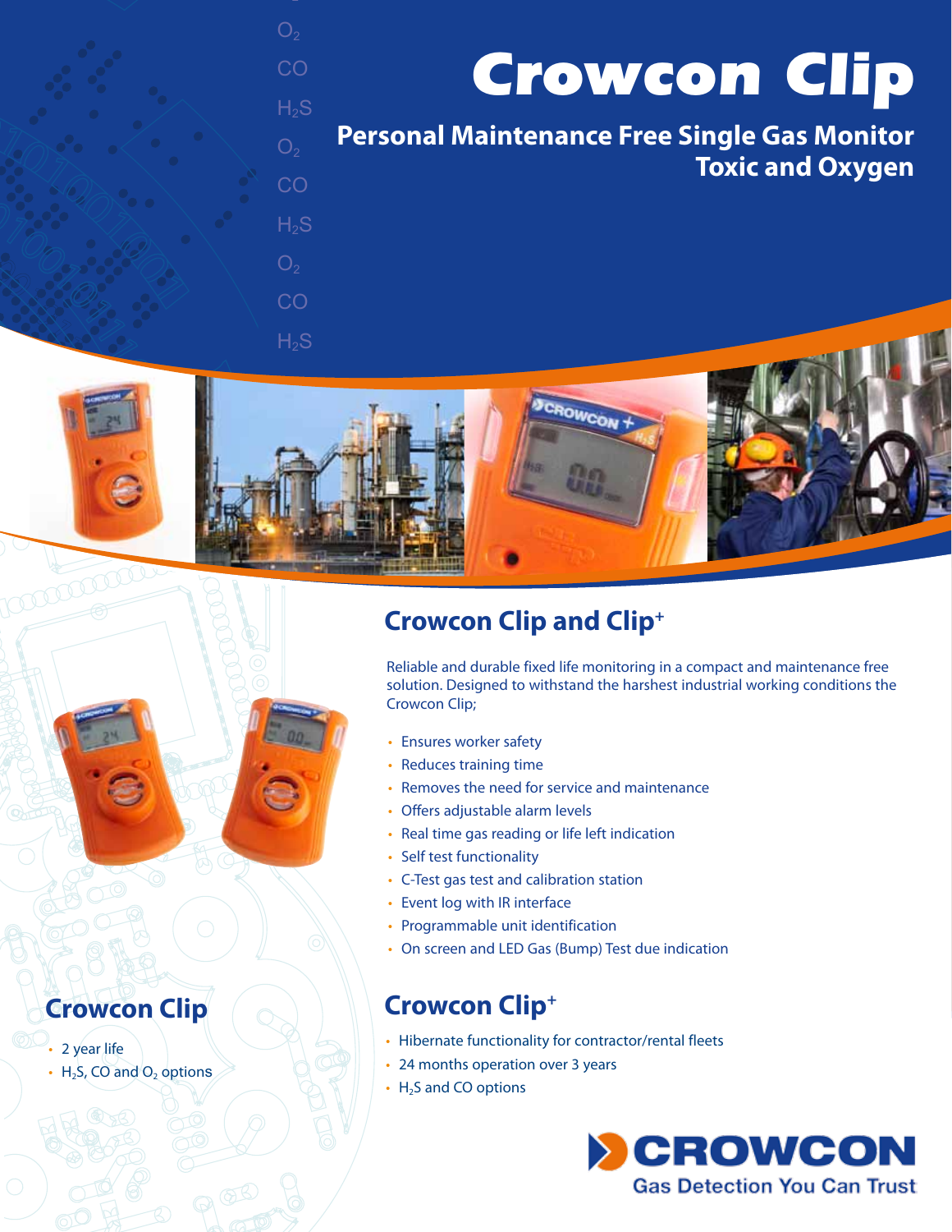# Crowcon Clip

## Personal Maintenance Free Single Gas Monitor Toxic and Oxygen

## Crowcon Clip and Clip+

Reliable and durable fixed life monitoring in a compact and maintenance free solution. Designed to withstand the harshest industrial working conditions the Crowcon Clip;

- Ensures worker safety
- Reduces training time
- Removes the need for service and maintenance
- Offers adjustable alarm levels
- Real time gas reading or life left indication
- Self test functionality
- C-Test gas test and calibration station
- Event log with IR interface
- Programmable unit identification
- On screen and LED Gas (Bump) Test due indication

## Crowcon Clip

- 2 year life
- $H_2S$, CO and $O_2$ options

## Crowcon Clip+

- Hibernate functionality for contractor/rental fleets
- 24 months operation over 3 years
- $H_2S$ and CO options

CROWCON
Gas Detection You Can Trust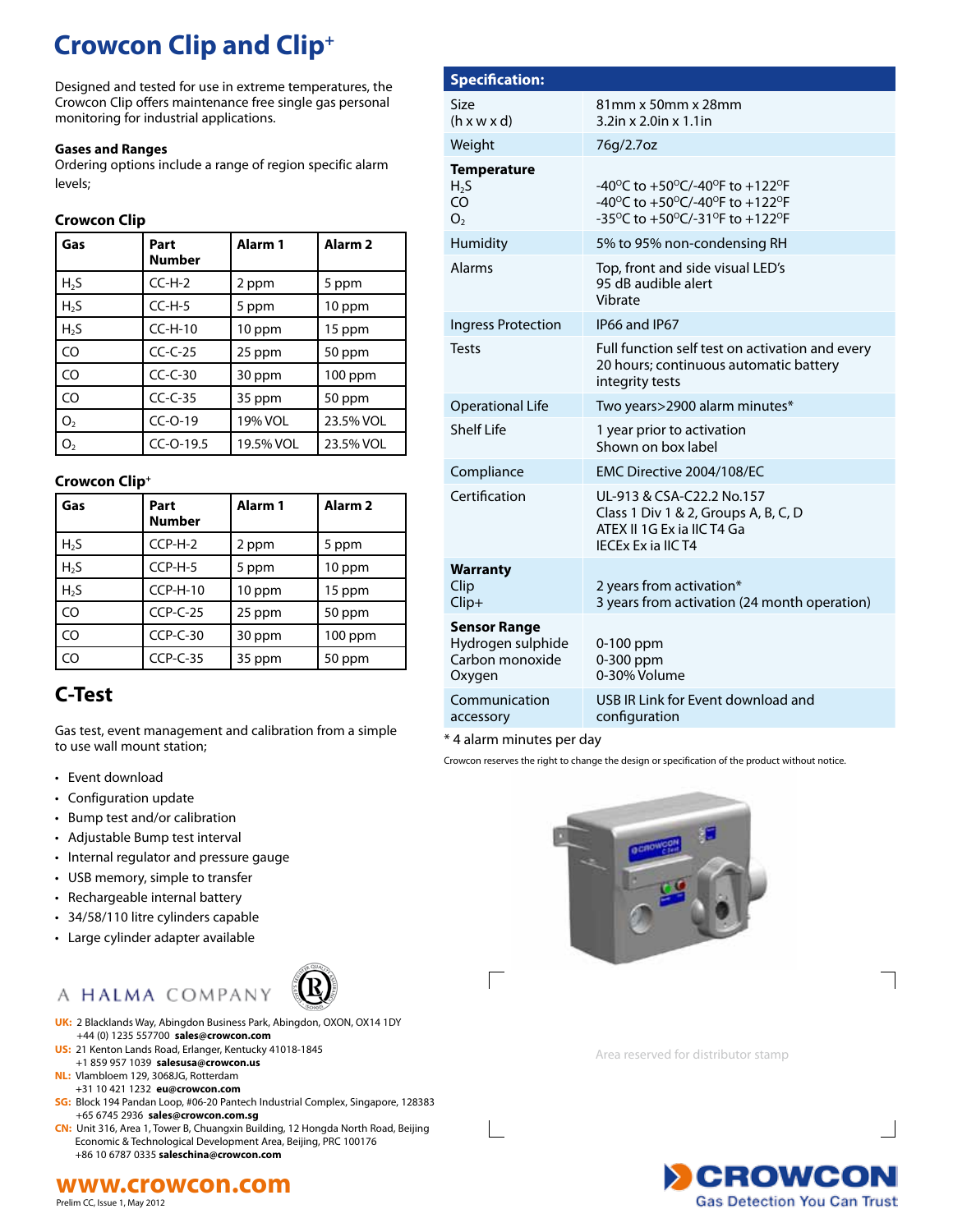# Crowcon Clip and Clip+

Designed and tested for use in extreme temperatures, the Crowcon Clip offers maintenance free single gas personal monitoring for industrial applications.

**Gases and Ranges**
Ordering options include a range of region specific alarm levels;

### Crowcon Clip

| Gas | Part Number | Alarm 1 | Alarm 2 |
|---|---|---|---|
| $H_2S$ | CC-H-2 | 2 ppm | 5 ppm |
| $H_2S$ | CC-H-5 | 5 ppm | 10 ppm |
| $H_2S$ | CC-H-10 | 10 ppm | 15 ppm |
| CO | CC-C-25 | 25 ppm | 50 ppm |
| CO | CC-C-30 | 30 ppm | 100 ppm |
| CO | CC-C-35 | 35 ppm | 50 ppm |
| $O_2$ | CC-O-19 | 19% VOL | 23.5% VOL |
| $O_2$ | CC-O-19.5 | 19.5% VOL | 23.5% VOL |

### Crowcon Clip+

| Gas | Part Number | Alarm 1 | Alarm 2 |
|---|---|---|---|
| $H_2S$ | CCP-H-2 | 2 ppm | 5 ppm |
| $H_2S$ | CCP-H-5 | 5 ppm | 10 ppm |
| $H_2S$ | CCP-H-10 | 10 ppm | 15 ppm |
| CO | CCP-C-25 | 25 ppm | 50 ppm |
| CO | CCP-C-30 | 30 ppm | 100 ppm |
| CO | CCP-C-35 | 35 ppm | 50 ppm |

## C-Test

Gas test, event management and calibration from a simple to use wall mount station;

- Event download
- Configuration update
- Bump test and/or calibration
- Adjustable Bump test interval
- Internal regulator and pressure gauge
- USB memory, simple to transfer
- Rechargeable internal battery
- 34/58/110 litre cylinders capable
- Large cylinder adapter available

| Specification: | |
|---|---|
| Size (h x w x d) | 81mm x 50mm x 28mm<br>3.2in x 2.0in x 1.1in |
| Weight | 76g/2.7oz |
| **Temperature**<br>$H_2S$<br>CO<br>$O_2$ | <br>-40°C to +50°C/-40°F to +122°F<br>-40°C to +50°C/-40°F to +122°F<br>-35°C to +50°C/-31°F to +122°F |
| Humidity | 5% to 95% non-condensing RH |
| Alarms | Top, front and side visual LED's<br>95 dB audible alert<br>Vibrate |
| Ingress Protection | IP66 and IP67 |
| Tests | Full function self test on activation and every 20 hours; continuous automatic battery integrity tests |
| Operational Life | Two years>2900 alarm minutes* |
| Shelf Life | 1 year prior to activation<br>Shown on box label |
| Compliance | EMC Directive 2004/108/EC |
| Certification | UL-913 & CSA-C22.2 No.157<br>Class 1 Div 1 & 2, Groups A, B, C, D<br>ATEX II 1G Ex ia IIC T4 Ga<br>IECEx Ex ia IIC T4 |
| **Warranty**<br>Clip<br>Clip+ | <br>2 years from activation*<br>3 years from activation (24 month operation) |
| **Sensor Range**<br>Hydrogen sulphide<br>Carbon monoxide<br>Oxygen | <br>0-100 ppm<br>0-300 ppm<br>0-30% Volume |
| Communication accessory | USB IR Link for Event download and configuration |

* 4 alarm minutes per day

Crowcon reserves the right to change the design or specification of the product without notice.

Area reserved for distributor stamp

A HALMA COMPANY

**UK:** 2 Blacklands Way, Abingdon Business Park, Abingdon, OXON, OX14 1DY
+44 (0) 1235 557700 **sales@crowcon.com**
**US:** 21 Kenton Lands Road, Erlanger, Kentucky 41018-1845
+1 859 957 1039 **salesusa@crowcon.us**
**NL:** Vlambloem 129, 3068JG, Rotterdam
+31 10 421 1232 **eu@crowcon.com**
**SG:** Block 194 Pandan Loop, #06-20 Pantech Industrial Complex, Singapore, 128383
+65 6745 2936 **sales@crowcon.com.sg**
**CN:** Unit 316, Area 1, Tower B, Chuangxin Building, 12 Hongda North Road, Beijing Economic & Technological Development Area, Beijing, PRC 100176
+86 10 6787 0335 **saleschina@crowcon.com**

**www.crowcon.com**

Prelim CC, Issue 1, May 2012

CROWCON
Gas Detection You Can Trust